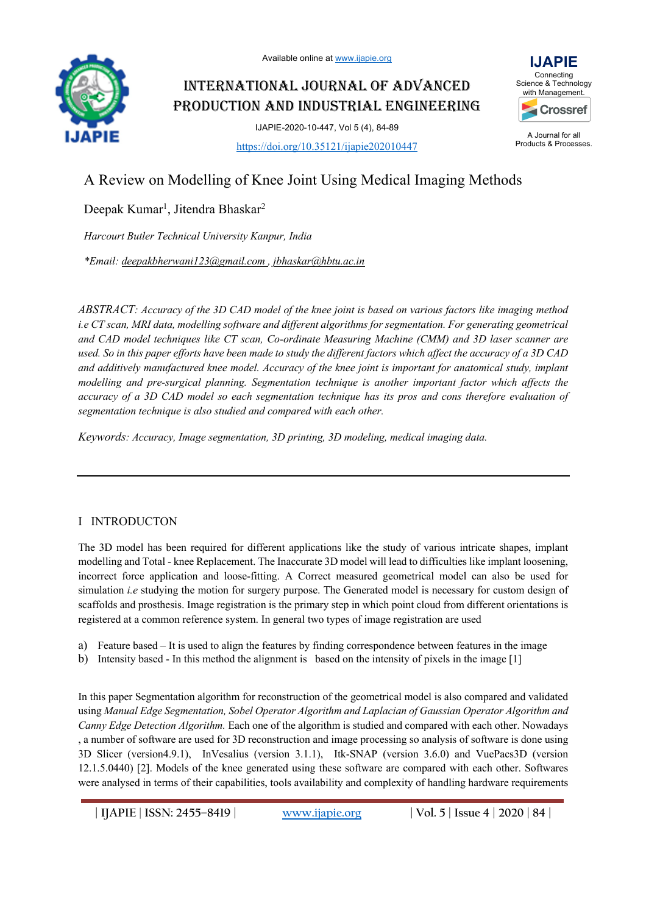# A Review on Modelling of Knee Joint Using Medical Imaging Methods

Deepak Kumar[1], Jitendra Bhaskar[2]

*Harcourt Butler Technical University Kanpur, India*

*\*Email: deepakbherwani123@gmail.com , jbhaskar@hbtu.ac.in*

*ABSTRACT: Accuracy of the 3D CAD model of the knee joint is based on various factors like imaging method i.e CT scan, MRI data, modelling software and different algorithms for segmentation. For generating geometrical and CAD model techniques like CT scan, Co-ordinate Measuring Machine (CMM) and 3D laser scanner are used. So in this paper efforts have been made to study the different factors which affect the accuracy of a 3D CAD and additively manufactured knee model. Accuracy of the knee joint is important for anatomical study, implant modelling and pre-surgical planning. Segmentation technique is another important factor which affects the accuracy of a 3D CAD model so each segmentation technique has its pros and cons therefore evaluation of segmentation technique is also studied and compared with each other.*

*Keywords: Accuracy, Image segmentation, 3D printing, 3D modeling, medical imaging data.*

## I INTRODUCTON

The 3D model has been required for different applications like the study of various intricate shapes, implant modelling and Total - knee Replacement. The Inaccurate 3D model will lead to difficulties like implant loosening, incorrect force application and loose-fitting. A Correct measured geometrical model can also be used for simulation *i.e* studying the motion for surgery purpose. The Generated model is necessary for custom design of scaffolds and prosthesis. Image registration is the primary step in which point cloud from different orientations is registered at a common reference system. In general two types of image registration are used

a) Feature based – It is used to align the features by finding correspondence between features in the image
b) Intensity based - In this method the alignment is based on the intensity of pixels in the image [1]

In this paper Segmentation algorithm for reconstruction of the geometrical model is also compared and validated using *Manual Edge Segmentation, Sobel Operator Algorithm and Laplacian of Gaussian Operator Algorithm and Canny Edge Detection Algorithm.* Each one of the algorithm is studied and compared with each other. Nowadays , a number of software are used for 3D reconstruction and image processing so analysis of software is done using 3D Slicer (version4.9.1), InVesalius (version 3.1.1), Itk-SNAP (version 3.6.0) and VuePacs3D (version 12.1.5.0440) [2]. Models of the knee generated using these software are compared with each other. Softwares were analysed in terms of their capabilities, tools availability and complexity of handling hardware requirements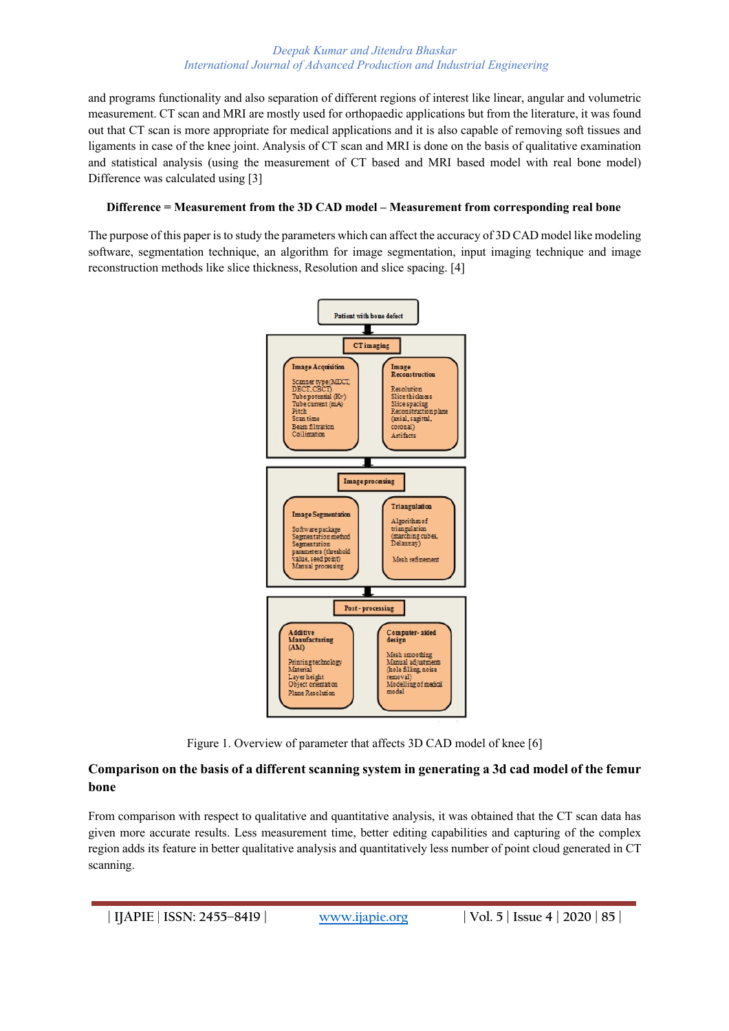and programs functionality and also separation of different regions of interest like linear, angular and volumetric measurement. CT scan and MRI are mostly used for orthopaedic applications but from the literature, it was found out that CT scan is more appropriate for medical applications and it is also capable of removing soft tissues and ligaments in case of the knee joint. Analysis of CT scan and MRI is done on the basis of qualitative examination and statistical analysis (using the measurement of CT based and MRI based model with real bone model) Difference was calculated using [3]

**Difference = Measurement from the 3D CAD model – Measurement from corresponding real bone**

The purpose of this paper is to study the parameters which can affect the accuracy of 3D CAD model like modeling software, segmentation technique, an algorithm for image segmentation, input imaging technique and image reconstruction methods like slice thickness, Resolution and slice spacing. [4]

Patient with bone defect

CT imaging

Image Acquisition
- Scanner type (MDCT, DECT, CBCT)
- Tube potential (Kv)
- Tube current (mA)
- Pitch
- Scan time
- Beam filtration
- Collimation

Image Reconstruction
- Resolution
- Slice thickness
- Slice spacing
- Reconstruction plane (axial, sagittal, coronal)
- Artifacts

Image processing

Image Segmentation
- Software package
- Segmentation method
- Segmentation parameters (threshold value, seed point)
- Manual processing

Triangulation
- Algorithm of triangulation (marching cubes, Delaunay)
- Mesh refinement

Post - processing

Additive Manufacturing (AM)
- Printing technology
- Material
- Layer height
- Object orientation
- Plane Resolution

Computer- aided design
- Mesh smoothing
- Manual adjustments (hole filling, noise removal)
- Modelling of medical model

Figure 1. Overview of parameter that affects 3D CAD model of knee [6]

## Comparison on the basis of a different scanning system in generating a 3d cad model of the femur bone

From comparison with respect to qualitative and quantitative analysis, it was obtained that the CT scan data has given more accurate results. Less measurement time, better editing capabilities and capturing of the complex region adds its feature in better qualitative analysis and quantitatively less number of point cloud generated in CT scanning.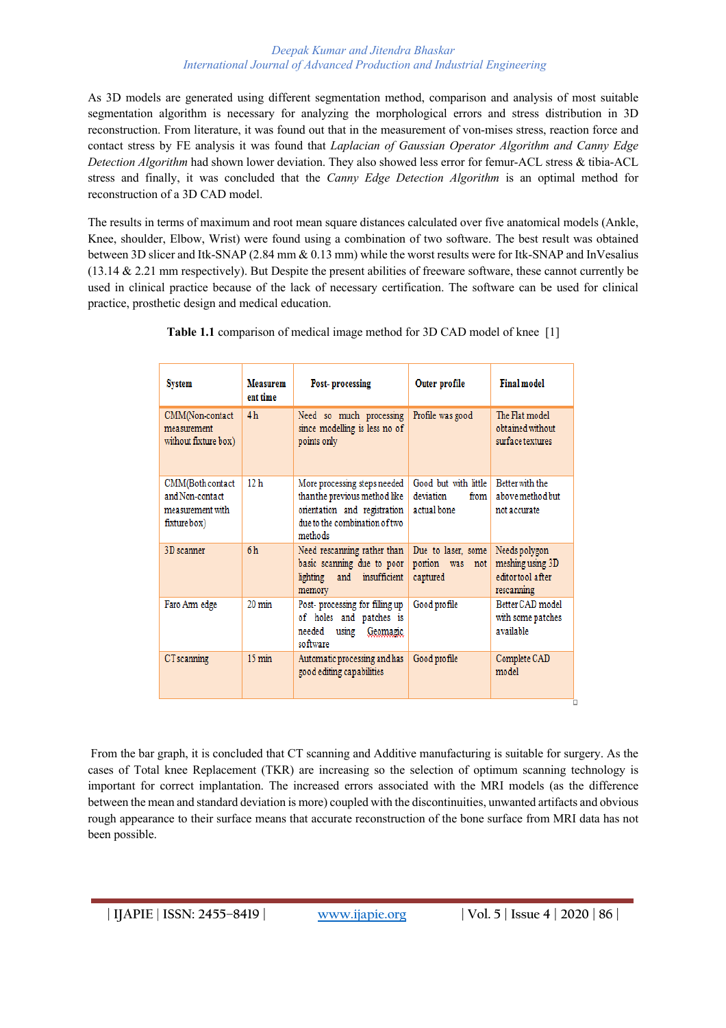As 3D models are generated using different segmentation method, comparison and analysis of most suitable segmentation algorithm is necessary for analyzing the morphological errors and stress distribution in 3D reconstruction. From literature, it was found out that in the measurement of von-mises stress, reaction force and contact stress by FE analysis it was found that *Laplacian of Gaussian Operator Algorithm and Canny Edge Detection Algorithm* had shown lower deviation. They also showed less error for femur-ACL stress & tibia-ACL stress and finally, it was concluded that the *Canny Edge Detection Algorithm* is an optimal method for reconstruction of a 3D CAD model.

The results in terms of maximum and root mean square distances calculated over five anatomical models (Ankle, Knee, shoulder, Elbow, Wrist) were found using a combination of two software. The best result was obtained between 3D slicer and Itk-SNAP (2.84 mm & 0.13 mm) while the worst results were for Itk-SNAP and InVesalius (13.14 & 2.21 mm respectively). But Despite the present abilities of freeware software, these cannot currently be used in clinical practice because of the lack of necessary certification. The software can be used for clinical practice, prosthetic design and medical education.

**Table 1.1** comparison of medical image method for 3D CAD model of knee [1]

| System | Measurement time | Post- processing | Outer profile | Final model |
|---|---|---|---|---|
| CMM(Non-contact measurement without fixture box) | 4 h | Need so much processing since modelling is less no of points only | Profile was good | The Flat model obtained without surface textures |
| CMM(Both contact and Non-contact measurement with fixture box) | 12 h | More processing steps needed than the previous method like orientation and registration due to the combination of two methods | Good but with little deviation from actual bone | Better with the above method but not accurate |
| 3D scanner | 6 h | Need rescanning rather than basic scanning due to poor lighting and insufficient memory | Due to laser, some portion was not captured | Needs polygon meshing using 3D editor tool after rescanning |
| Faro Arm edge | 20 min | Post- processing for filling up of holes and patches is needed using Geomagic software | Good profile | Better CAD model with some patches available |
| CT scanning | 15 min | Automatic processing and has good editing capabilities | Good profile | Complete CAD model |

From the bar graph, it is concluded that CT scanning and Additive manufacturing is suitable for surgery. As the cases of Total knee Replacement (TKR) are increasing so the selection of optimum scanning technology is important for correct implantation. The increased errors associated with the MRI models (as the difference between the mean and standard deviation is more) coupled with the discontinuities, unwanted artifacts and obvious rough appearance to their surface means that accurate reconstruction of the bone surface from MRI data has not been possible.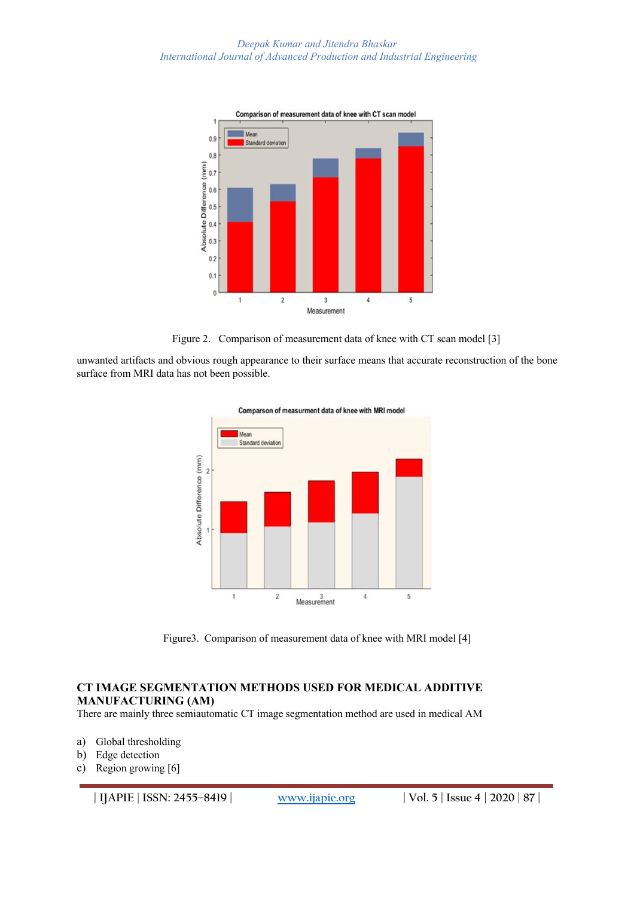Figure 2. Comparison of measurement data of knee with CT scan model [3]

unwanted artifacts and obvious rough appearance to their surface means that accurate reconstruction of the bone surface from MRI data has not been possible.

Figure3. Comparison of measurement data of knee with MRI model [4]

## CT IMAGE SEGMENTATION METHODS USED FOR MEDICAL ADDITIVE MANUFACTURING (AM)

There are mainly three semiautomatic CT image segmentation method are used in medical AM

a) Global thresholding
b) Edge detection
c) Region growing [6]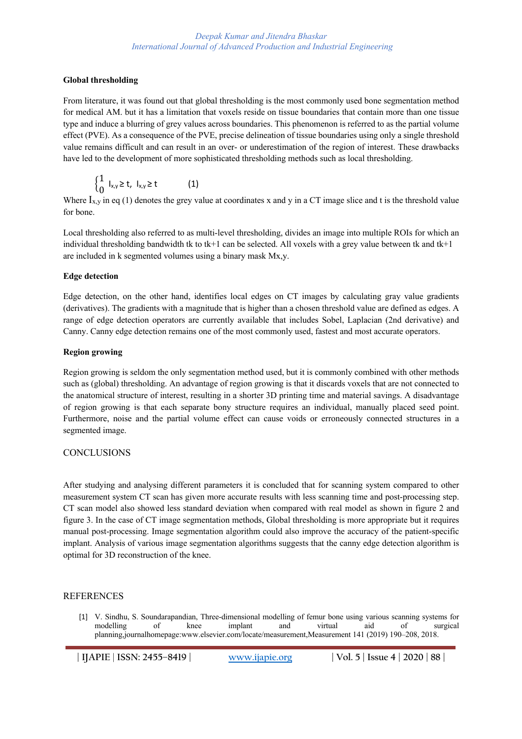### Global thresholding

From literature, it was found out that global thresholding is the most commonly used bone segmentation method for medical AM. but it has a limitation that voxels reside on tissue boundaries that contain more than one tissue type and induce a blurring of grey values across boundaries. This phenomenon is referred to as the partial volume effect (PVE). As a consequence of the PVE, precise delineation of tissue boundaries using only a single threshold value remains difficult and can result in an over- or underestimation of the region of interest. These drawbacks have led to the development of more sophisticated thresholding methods such as local thresholding.

$$\begin{cases} 1 & I_{x,y} \geq t, \\ 0 & I_{x,y} \geq t \end{cases} \qquad (1)$$

Where $I_{x,y}$ in eq (1) denotes the grey value at coordinates x and y in a CT image slice and t is the threshold value for bone.

Local thresholding also referred to as multi-level thresholding, divides an image into multiple ROIs for which an individual thresholding bandwidth tk to tk+1 can be selected. All voxels with a grey value between tk and tk+1 are included in k segmented volumes using a binary mask Mx,y.

### Edge detection

Edge detection, on the other hand, identifies local edges on CT images by calculating gray value gradients (derivatives). The gradients with a magnitude that is higher than a chosen threshold value are defined as edges. A range of edge detection operators are currently available that includes Sobel, Laplacian (2nd derivative) and Canny. Canny edge detection remains one of the most commonly used, fastest and most accurate operators.

### Region growing

Region growing is seldom the only segmentation method used, but it is commonly combined with other methods such as (global) thresholding. An advantage of region growing is that it discards voxels that are not connected to the anatomical structure of interest, resulting in a shorter 3D printing time and material savings. A disadvantage of region growing is that each separate bony structure requires an individual, manually placed seed point. Furthermore, noise and the partial volume effect can cause voids or erroneously connected structures in a segmented image.

## CONCLUSIONS

After studying and analysing different parameters it is concluded that for scanning system compared to other measurement system CT scan has given more accurate results with less scanning time and post-processing step. CT scan model also showed less standard deviation when compared with real model as shown in figure 2 and figure 3. In the case of CT image segmentation methods, Global thresholding is more appropriate but it requires manual post-processing. Image segmentation algorithm could also improve the accuracy of the patient-specific implant. Analysis of various image segmentation algorithms suggests that the canny edge detection algorithm is optimal for 3D reconstruction of the knee.

## REFERENCES

[1] V. Sindhu, S. Soundarapandian, Three-dimensional modelling of femur bone using various scanning systems for modelling of knee implant and virtual aid of surgical planning,journalhomepage:www.elsevier.com/locate/measurement,Measurement 141 (2019) 190–208, 2018.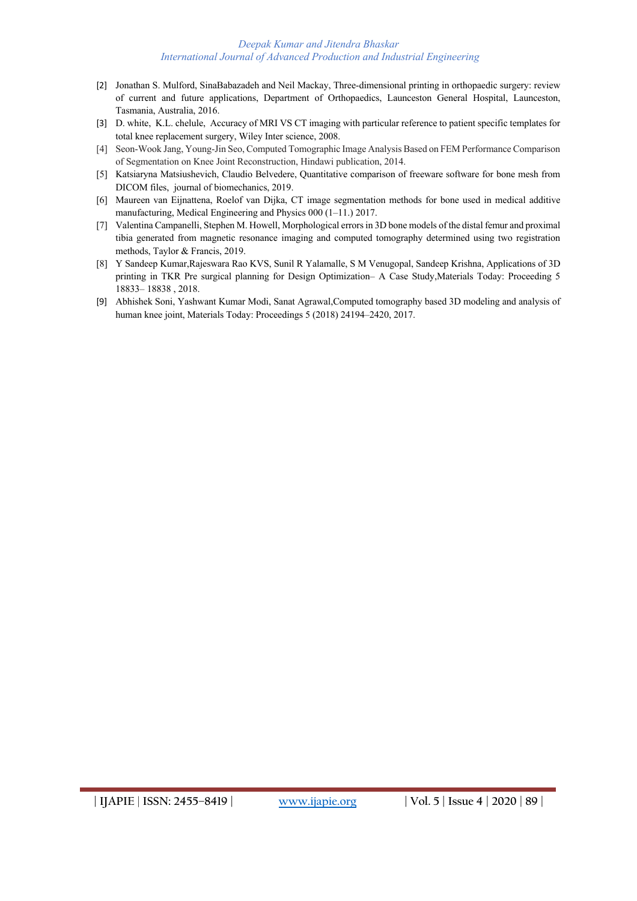[2] Jonathan S. Mulford, SinaBabazadeh and Neil Mackay, Three-dimensional printing in orthopaedic surgery: review of current and future applications, Department of Orthopaedics, Launceston General Hospital, Launceston, Tasmania, Australia, 2016.

[3] D. white, K.L. chelule, Accuracy of MRI VS CT imaging with particular reference to patient specific templates for total knee replacement surgery, Wiley Inter science, 2008.

[4] Seon-Wook Jang, Young-Jin Seo, Computed Tomographic Image Analysis Based on FEM Performance Comparison of Segmentation on Knee Joint Reconstruction, Hindawi publication, 2014.

[5] Katsiaryna Matsiushevich, Claudio Belvedere, Quantitative comparison of freeware software for bone mesh from DICOM files, journal of biomechanics, 2019.

[6] Maureen van Eijnattena, Roelof van Dijka, CT image segmentation methods for bone used in medical additive manufacturing, Medical Engineering and Physics 000 (1–11.) 2017.

[7] Valentina Campanelli, Stephen M. Howell, Morphological errors in 3D bone models of the distal femur and proximal tibia generated from magnetic resonance imaging and computed tomography determined using two registration methods, Taylor & Francis, 2019.

[8] Y Sandeep Kumar,Rajeswara Rao KVS, Sunil R Yalamalle, S M Venugopal, Sandeep Krishna, Applications of 3D printing in TKR Pre surgical planning for Design Optimization– A Case Study,Materials Today: Proceeding 5 18833– 18838 , 2018.

[9] Abhishek Soni, Yashwant Kumar Modi, Sanat Agrawal,Computed tomography based 3D modeling and analysis of human knee joint, Materials Today: Proceedings 5 (2018) 24194–2420, 2017.